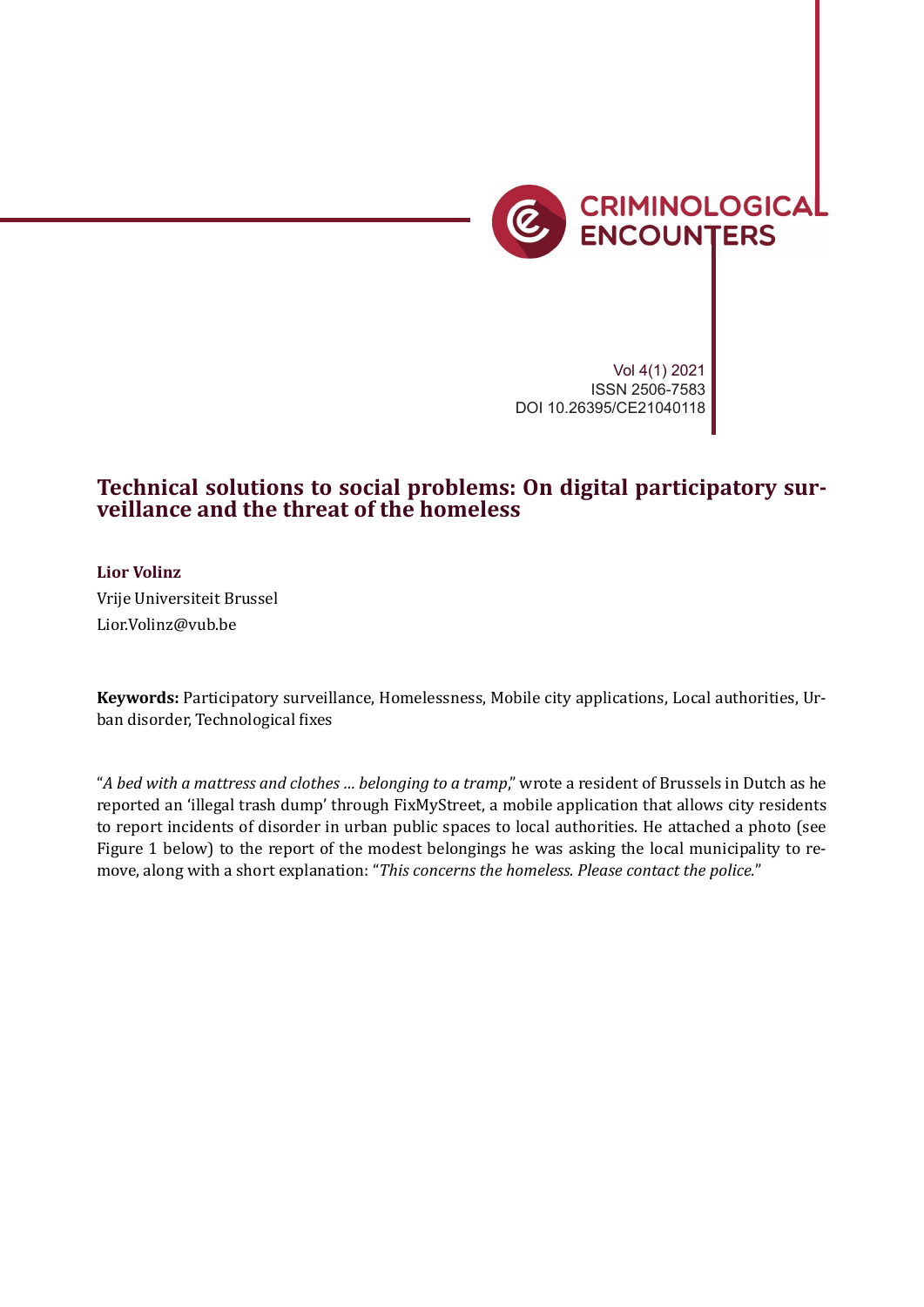Vol 4(1) 2021
ISSN 2506-7583
DOI 10.26395/CE21040118

# Technical solutions to social problems: On digital participatory surveillance and the threat of the homeless

**Lior Volinz**

Vrije Universiteit Brussel

Lior.Volinz@vub.be

**Keywords:** Participatory surveillance, Homelessness, Mobile city applications, Local authorities, Urban disorder, Technological fixes

"*A bed with a mattress and clothes … belonging to a tramp*," wrote a resident of Brussels in Dutch as he reported an 'illegal trash dump' through FixMyStreet, a mobile application that allows city residents to report incidents of disorder in urban public spaces to local authorities. He attached a photo (see Figure 1 below) to the report of the modest belongings he was asking the local municipality to remove, along with a short explanation: "*This concerns the homeless. Please contact the police.*"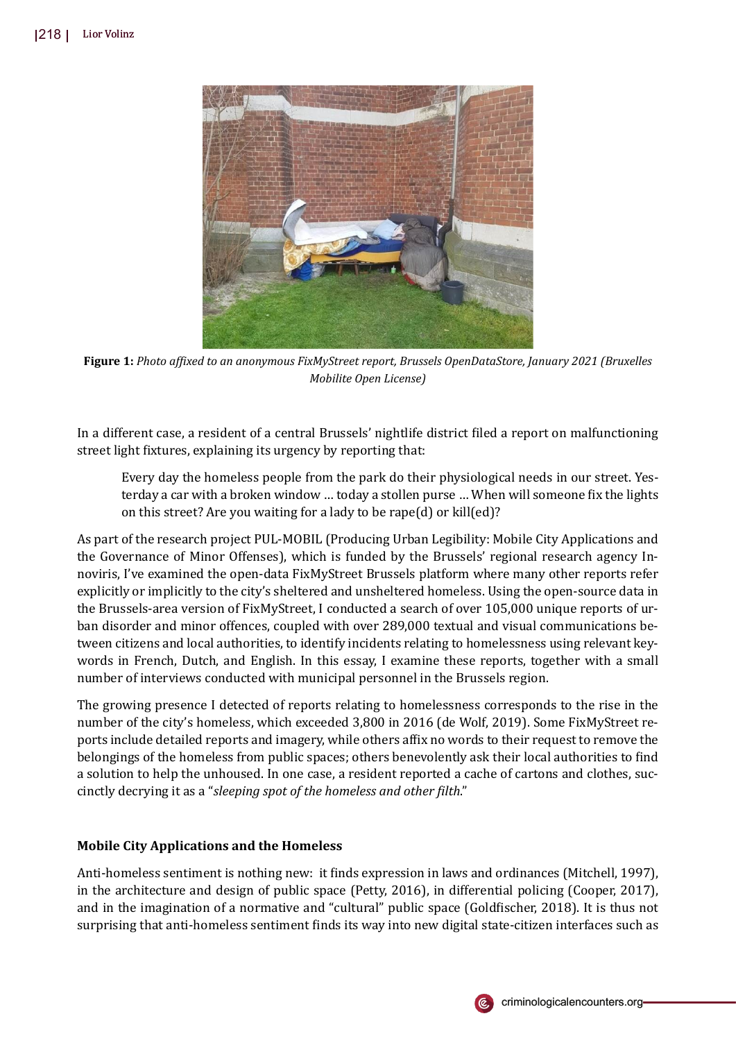**Figure 1:** *Photo affixed to an anonymous FixMyStreet report, Brussels OpenDataStore, January 2021 (Bruxelles Mobilite Open License)*

In a different case, a resident of a central Brussels' nightlife district filed a report on malfunctioning street light fixtures, explaining its urgency by reporting that:

> Every day the homeless people from the park do their physiological needs in our street. Yesterday a car with a broken window … today a stollen purse … When will someone fix the lights on this street? Are you waiting for a lady to be rape(d) or kill(ed)?

As part of the research project PUL-MOBIL (Producing Urban Legibility: Mobile City Applications and the Governance of Minor Offenses), which is funded by the Brussels' regional research agency Innoviris, I've examined the open-data FixMyStreet Brussels platform where many other reports refer explicitly or implicitly to the city's sheltered and unsheltered homeless. Using the open-source data in the Brussels-area version of FixMyStreet, I conducted a search of over 105,000 unique reports of urban disorder and minor offences, coupled with over 289,000 textual and visual communications between citizens and local authorities, to identify incidents relating to homelessness using relevant keywords in French, Dutch, and English. In this essay, I examine these reports, together with a small number of interviews conducted with municipal personnel in the Brussels region.

The growing presence I detected of reports relating to homelessness corresponds to the rise in the number of the city's homeless, which exceeded 3,800 in 2016 (de Wolf, 2019). Some FixMyStreet reports include detailed reports and imagery, while others affix no words to their request to remove the belongings of the homeless from public spaces; others benevolently ask their local authorities to find a solution to help the unhoused. In one case, a resident reported a cache of cartons and clothes, succinctly decrying it as a "*sleeping spot of the homeless and other filth*."

### Mobile City Applications and the Homeless

Anti-homeless sentiment is nothing new: it finds expression in laws and ordinances (Mitchell, 1997), in the architecture and design of public space (Petty, 2016), in differential policing (Cooper, 2017), and in the imagination of a normative and "cultural" public space (Goldfischer, 2018). It is thus not surprising that anti-homeless sentiment finds its way into new digital state-citizen interfaces such as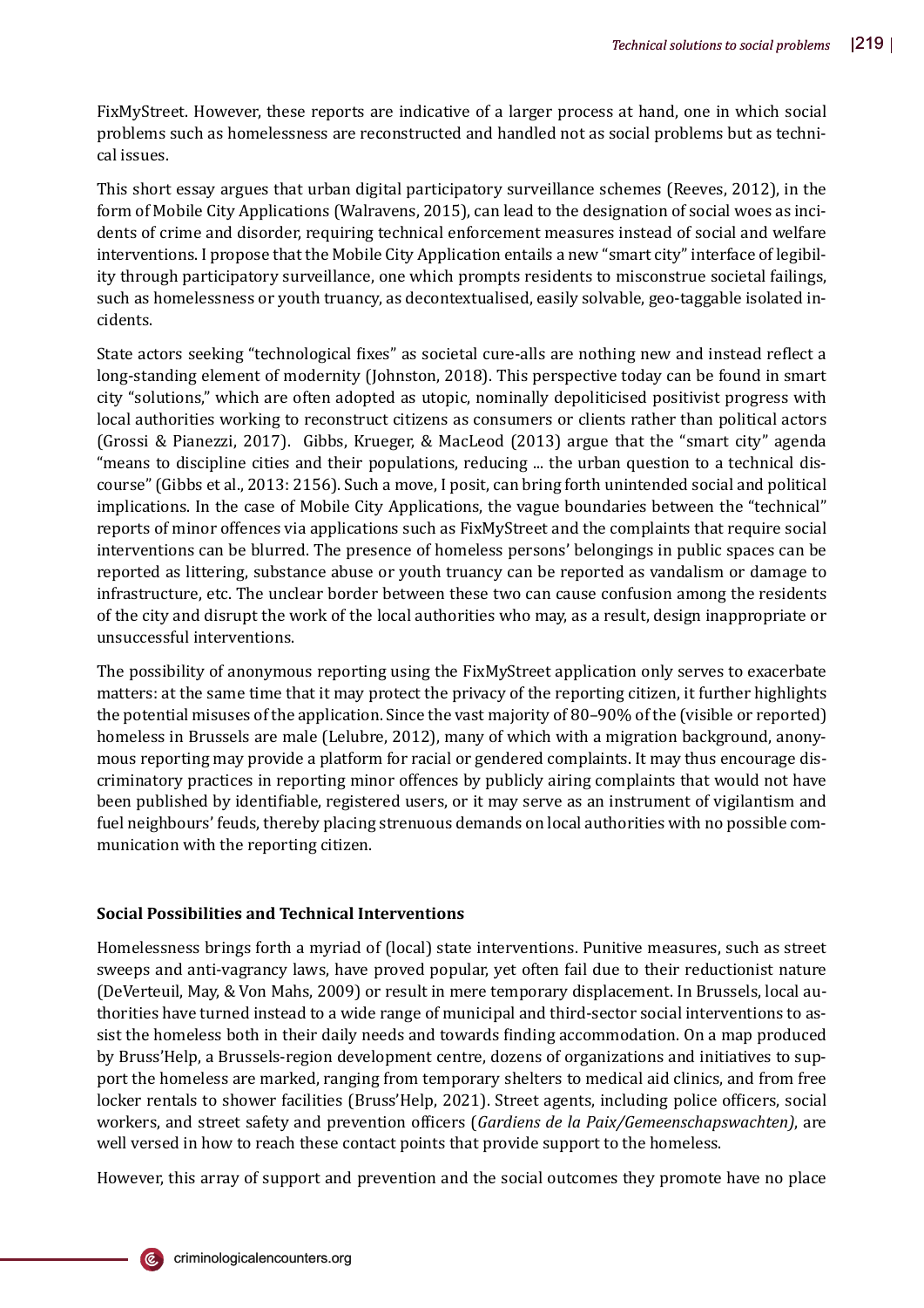FixMyStreet. However, these reports are indicative of a larger process at hand, one in which social problems such as homelessness are reconstructed and handled not as social problems but as technical issues.

This short essay argues that urban digital participatory surveillance schemes (Reeves, 2012), in the form of Mobile City Applications (Walravens, 2015), can lead to the designation of social woes as incidents of crime and disorder, requiring technical enforcement measures instead of social and welfare interventions. I propose that the Mobile City Application entails a new "smart city" interface of legibility through participatory surveillance, one which prompts residents to misconstrue societal failings, such as homelessness or youth truancy, as decontextualised, easily solvable, geo-taggable isolated incidents.

State actors seeking "technological fixes" as societal cure-alls are nothing new and instead reflect a long-standing element of modernity (Johnston, 2018). This perspective today can be found in smart city "solutions," which are often adopted as utopic, nominally depoliticised positivist progress with local authorities working to reconstruct citizens as consumers or clients rather than political actors (Grossi & Pianezzi, 2017). Gibbs, Krueger, & MacLeod (2013) argue that the "smart city" agenda "means to discipline cities and their populations, reducing ... the urban question to a technical discourse" (Gibbs et al., 2013: 2156). Such a move, I posit, can bring forth unintended social and political implications. In the case of Mobile City Applications, the vague boundaries between the "technical" reports of minor offences via applications such as FixMyStreet and the complaints that require social interventions can be blurred. The presence of homeless persons' belongings in public spaces can be reported as littering, substance abuse or youth truancy can be reported as vandalism or damage to infrastructure, etc. The unclear border between these two can cause confusion among the residents of the city and disrupt the work of the local authorities who may, as a result, design inappropriate or unsuccessful interventions.

The possibility of anonymous reporting using the FixMyStreet application only serves to exacerbate matters: at the same time that it may protect the privacy of the reporting citizen, it further highlights the potential misuses of the application. Since the vast majority of 80–90% of the (visible or reported) homeless in Brussels are male (Lelubre, 2012), many of which with a migration background, anonymous reporting may provide a platform for racial or gendered complaints. It may thus encourage discriminatory practices in reporting minor offences by publicly airing complaints that would not have been published by identifiable, registered users, or it may serve as an instrument of vigilantism and fuel neighbours' feuds, thereby placing strenuous demands on local authorities with no possible communication with the reporting citizen.

### Social Possibilities and Technical Interventions

Homelessness brings forth a myriad of (local) state interventions. Punitive measures, such as street sweeps and anti-vagrancy laws, have proved popular, yet often fail due to their reductionist nature (DeVerteuil, May, & Von Mahs, 2009) or result in mere temporary displacement. In Brussels, local authorities have turned instead to a wide range of municipal and third-sector social interventions to assist the homeless both in their daily needs and towards finding accommodation. On a map produced by Bruss'Help, a Brussels-region development centre, dozens of organizations and initiatives to support the homeless are marked, ranging from temporary shelters to medical aid clinics, and from free locker rentals to shower facilities (Bruss'Help, 2021). Street agents, including police officers, social workers, and street safety and prevention officers (*Gardiens de la Paix/Gemeenschapswachten)*, are well versed in how to reach these contact points that provide support to the homeless.

However, this array of support and prevention and the social outcomes they promote have no place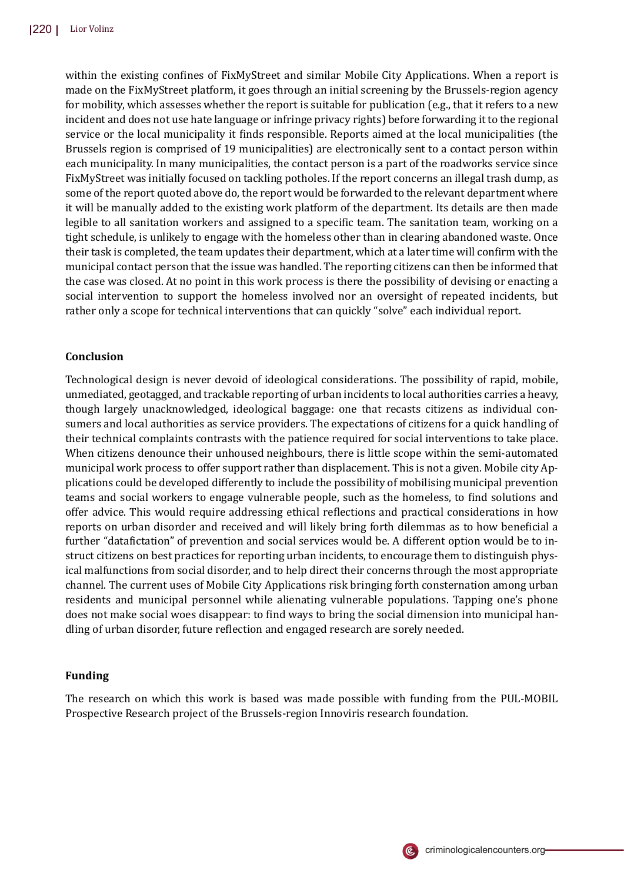within the existing confines of FixMyStreet and similar Mobile City Applications. When a report is made on the FixMyStreet platform, it goes through an initial screening by the Brussels-region agency for mobility, which assesses whether the report is suitable for publication (e.g., that it refers to a new incident and does not use hate language or infringe privacy rights) before forwarding it to the regional service or the local municipality it finds responsible. Reports aimed at the local municipalities (the Brussels region is comprised of 19 municipalities) are electronically sent to a contact person within each municipality. In many municipalities, the contact person is a part of the roadworks service since FixMyStreet was initially focused on tackling potholes. If the report concerns an illegal trash dump, as some of the report quoted above do, the report would be forwarded to the relevant department where it will be manually added to the existing work platform of the department. Its details are then made legible to all sanitation workers and assigned to a specific team. The sanitation team, working on a tight schedule, is unlikely to engage with the homeless other than in clearing abandoned waste. Once their task is completed, the team updates their department, which at a later time will confirm with the municipal contact person that the issue was handled. The reporting citizens can then be informed that the case was closed. At no point in this work process is there the possibility of devising or enacting a social intervention to support the homeless involved nor an oversight of repeated incidents, but rather only a scope for technical interventions that can quickly "solve" each individual report.

## Conclusion

Technological design is never devoid of ideological considerations. The possibility of rapid, mobile, unmediated, geotagged, and trackable reporting of urban incidents to local authorities carries a heavy, though largely unacknowledged, ideological baggage: one that recasts citizens as individual consumers and local authorities as service providers. The expectations of citizens for a quick handling of their technical complaints contrasts with the patience required for social interventions to take place. When citizens denounce their unhoused neighbours, there is little scope within the semi-automated municipal work process to offer support rather than displacement. This is not a given. Mobile city Applications could be developed differently to include the possibility of mobilising municipal prevention teams and social workers to engage vulnerable people, such as the homeless, to find solutions and offer advice. This would require addressing ethical reflections and practical considerations in how reports on urban disorder and received and will likely bring forth dilemmas as to how beneficial a further "datafictation" of prevention and social services would be. A different option would be to instruct citizens on best practices for reporting urban incidents, to encourage them to distinguish physical malfunctions from social disorder, and to help direct their concerns through the most appropriate channel. The current uses of Mobile City Applications risk bringing forth consternation among urban residents and municipal personnel while alienating vulnerable populations. Tapping one's phone does not make social woes disappear: to find ways to bring the social dimension into municipal handling of urban disorder, future reflection and engaged research are sorely needed.

## Funding

The research on which this work is based was made possible with funding from the PUL-MOBIL Prospective Research project of the Brussels-region Innoviris research foundation.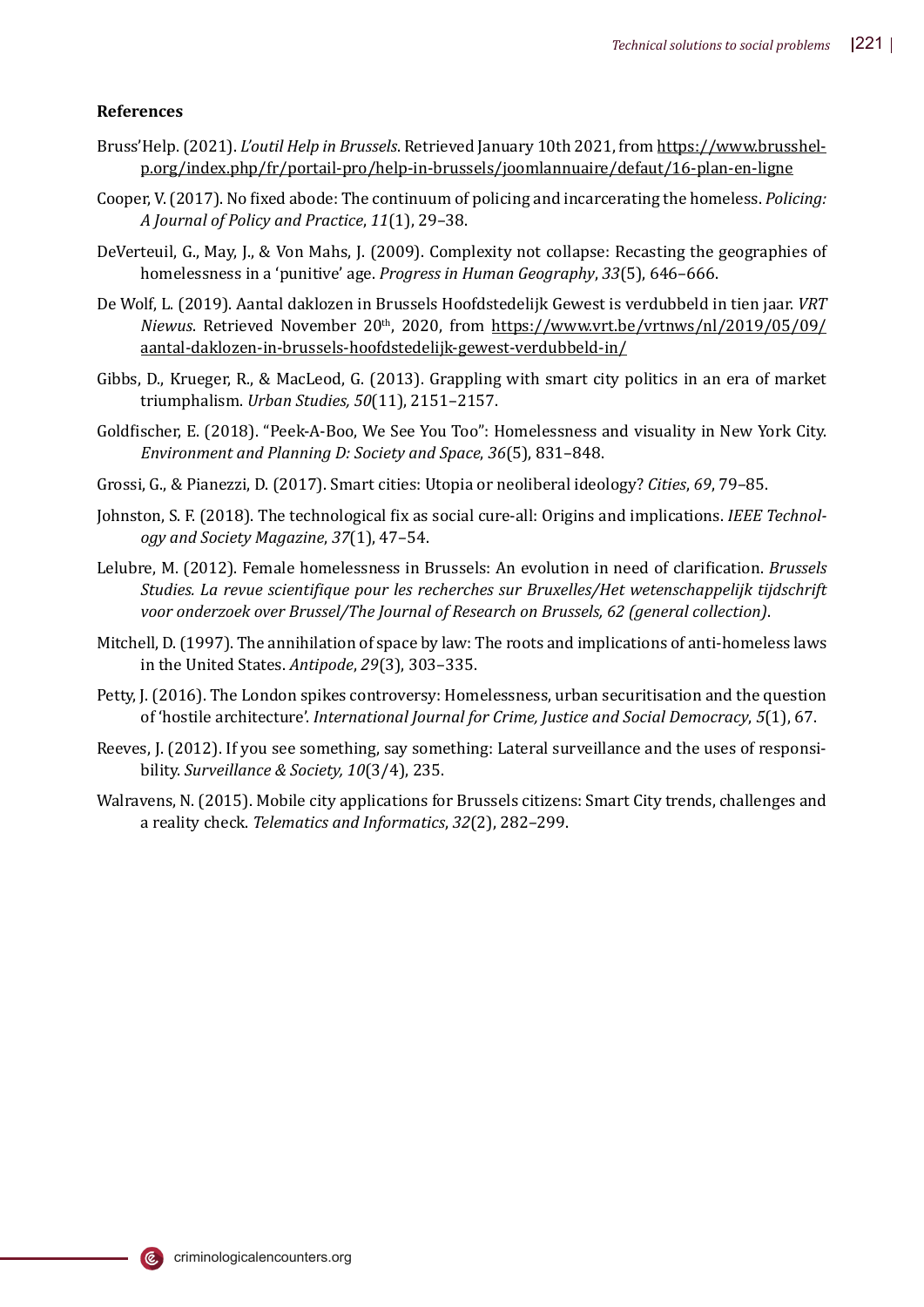**References**

Bruss'Help. (2021). *L'outil Help in Brussels*. Retrieved January 10th 2021, from https://www.brusshelp.org/index.php/fr/portail-pro/help-in-brussels/joomlannuaire/defaut/16-plan-en-ligne

Cooper, V. (2017). No fixed abode: The continuum of policing and incarcerating the homeless. *Policing: A Journal of Policy and Practice*, *11*(1), 29–38.

DeVerteuil, G., May, J., & Von Mahs, J. (2009). Complexity not collapse: Recasting the geographies of homelessness in a 'punitive' age. *Progress in Human Geography*, *33*(5), 646–666.

De Wolf, L. (2019). Aantal daklozen in Brussels Hoofdstedelijk Gewest is verdubbeld in tien jaar. *VRT Niewus*. Retrieved November 20th, 2020, from https://www.vrt.be/vrtnws/nl/2019/05/09/aantal-daklozen-in-brussels-hoofdstedelijk-gewest-verdubbeld-in/

Gibbs, D., Krueger, R., & MacLeod, G. (2013). Grappling with smart city politics in an era of market triumphalism. *Urban Studies, 50*(11), 2151–2157.

Goldfischer, E. (2018). "Peek-A-Boo, We See You Too": Homelessness and visuality in New York City. *Environment and Planning D: Society and Space*, *36*(5), 831–848.

Grossi, G., & Pianezzi, D. (2017). Smart cities: Utopia or neoliberal ideology? *Cities*, *69*, 79–85.

Johnston, S. F. (2018). The technological fix as social cure-all: Origins and implications. *IEEE Technology and Society Magazine*, *37*(1), 47–54.

Lelubre, M. (2012). Female homelessness in Brussels: An evolution in need of clarification. *Brussels Studies. La revue scientifique pour les recherches sur Bruxelles/Het wetenschappelijk tijdschrift voor onderzoek over Brussel/The Journal of Research on Brussels, 62 (general collection)*.

Mitchell, D. (1997). The annihilation of space by law: The roots and implications of anti-homeless laws in the United States. *Antipode*, *29*(3), 303–335.

Petty, J. (2016). The London spikes controversy: Homelessness, urban securitisation and the question of 'hostile architecture'. *International Journal for Crime, Justice and Social Democracy*, *5*(1), 67.

Reeves, J. (2012). If you see something, say something: Lateral surveillance and the uses of responsibility. *Surveillance & Society, 10*(3/4), 235.

Walravens, N. (2015). Mobile city applications for Brussels citizens: Smart City trends, challenges and a reality check. *Telematics and Informatics*, *32*(2), 282–299.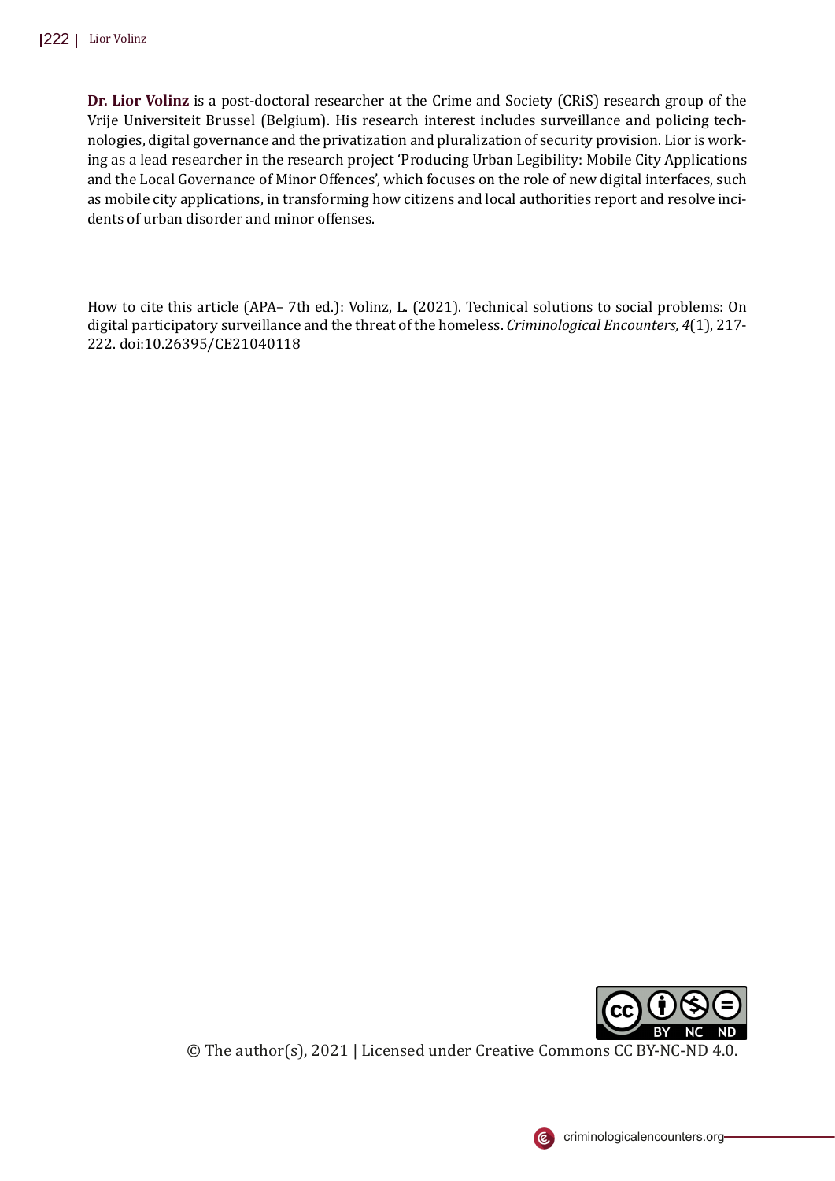**Dr. Lior Volinz** is a post-doctoral researcher at the Crime and Society (CRiS) research group of the Vrije Universiteit Brussel (Belgium). His research interest includes surveillance and policing technologies, digital governance and the privatization and pluralization of security provision. Lior is working as a lead researcher in the research project 'Producing Urban Legibility: Mobile City Applications and the Local Governance of Minor Offences', which focuses on the role of new digital interfaces, such as mobile city applications, in transforming how citizens and local authorities report and resolve incidents of urban disorder and minor offenses.

How to cite this article (APA– 7th ed.): Volinz, L. (2021). Technical solutions to social problems: On digital participatory surveillance and the threat of the homeless. *Criminological Encounters, 4*(1), 217-222. doi:10.26395/CE21040118

© The author(s), 2021 | Licensed under Creative Commons CC BY-NC-ND 4.0.